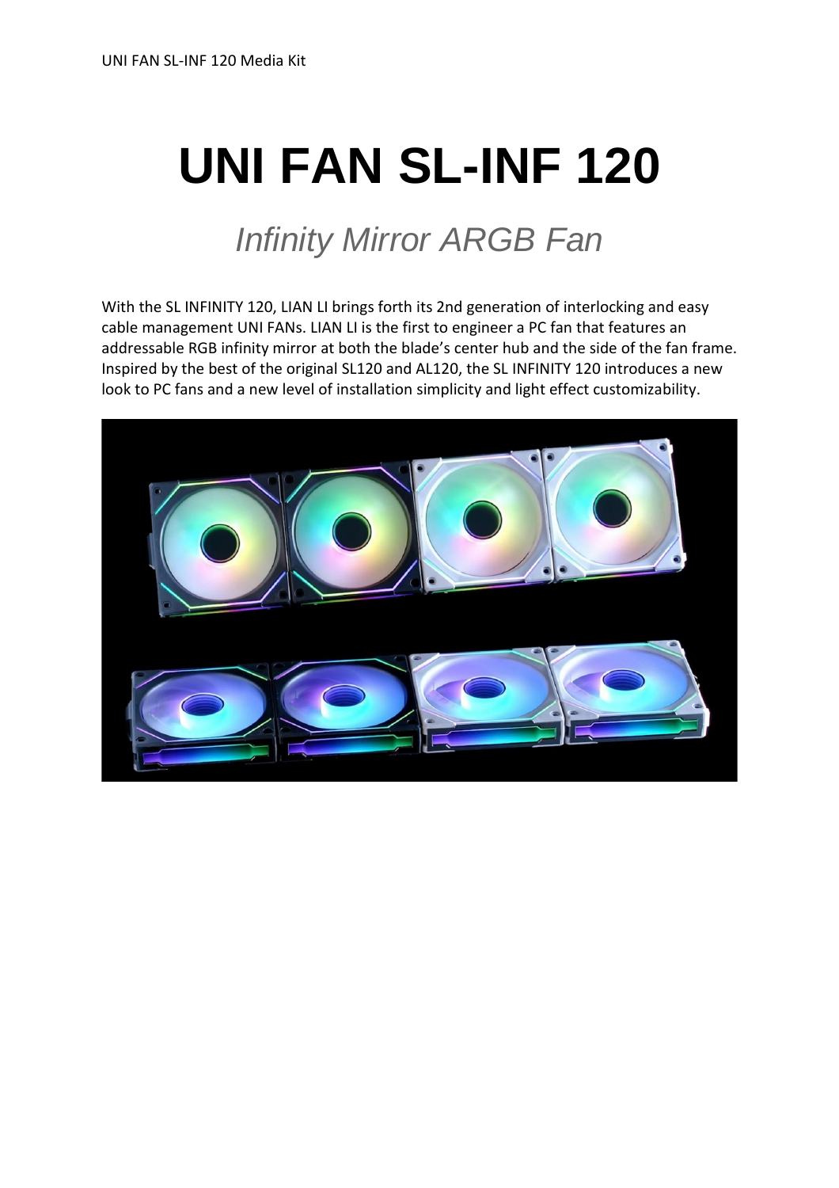# UNI FAN SL-INF 120

## *Infinity Mirror ARGB Fan*

With the SL INFINITY 120, LIAN LI brings forth its 2nd generation of interlocking and easy cable management UNI FANs. LIAN LI is the first to engineer a PC fan that features an addressable RGB infinity mirror at both the blade's center hub and the side of the fan frame. Inspired by the best of the original SL120 and AL120, the SL INFINITY 120 introduces a new look to PC fans and a new level of installation simplicity and light effect customizability.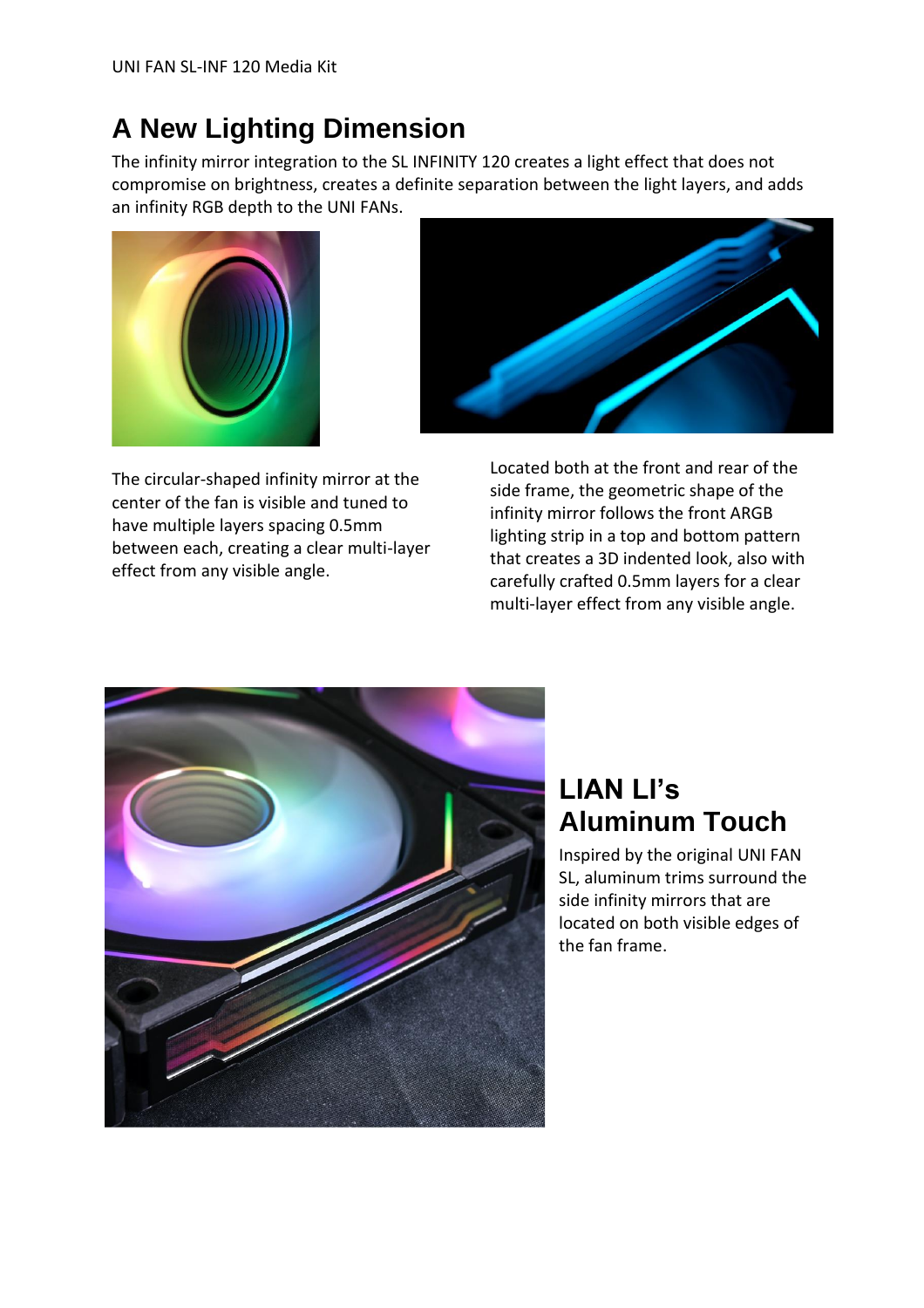# A New Lighting Dimension

The infinity mirror integration to the SL INFINITY 120 creates a light effect that does not compromise on brightness, creates a definite separation between the light layers, and adds an infinity RGB depth to the UNI FANs.

The circular-shaped infinity mirror at the center of the fan is visible and tuned to have multiple layers spacing 0.5mm between each, creating a clear multi-layer effect from any visible angle.

Located both at the front and rear of the side frame, the geometric shape of the infinity mirror follows the front ARGB lighting strip in a top and bottom pattern that creates a 3D indented look, also with carefully crafted 0.5mm layers for a clear multi-layer effect from any visible angle.

## LIAN LI's Aluminum Touch

Inspired by the original UNI FAN SL, aluminum trims surround the side infinity mirrors that are located on both visible edges of the fan frame.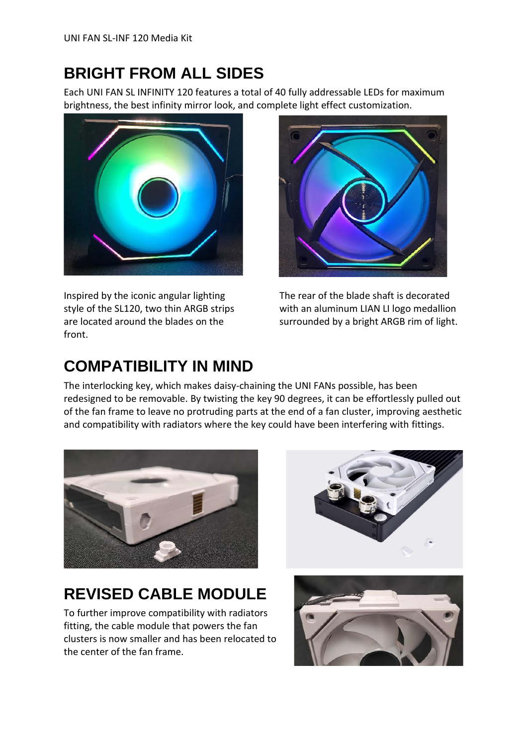## BRIGHT FROM ALL SIDES

Each UNI FAN SL INFINITY 120 features a total of 40 fully addressable LEDs for maximum brightness, the best infinity mirror look, and complete light effect customization.

Inspired by the iconic angular lighting style of the SL120, two thin ARGB strips are located around the blades on the front.

The rear of the blade shaft is decorated with an aluminum LIAN LI logo medallion surrounded by a bright ARGB rim of light.

## COMPATIBILITY IN MIND

The interlocking key, which makes daisy-chaining the UNI FANs possible, has been redesigned to be removable. By twisting the key 90 degrees, it can be effortlessly pulled out of the fan frame to leave no protruding parts at the end of a fan cluster, improving aesthetic and compatibility with radiators where the key could have been interfering with fittings.

## REVISED CABLE MODULE

To further improve compatibility with radiators fitting, the cable module that powers the fan clusters is now smaller and has been relocated to the center of the fan frame.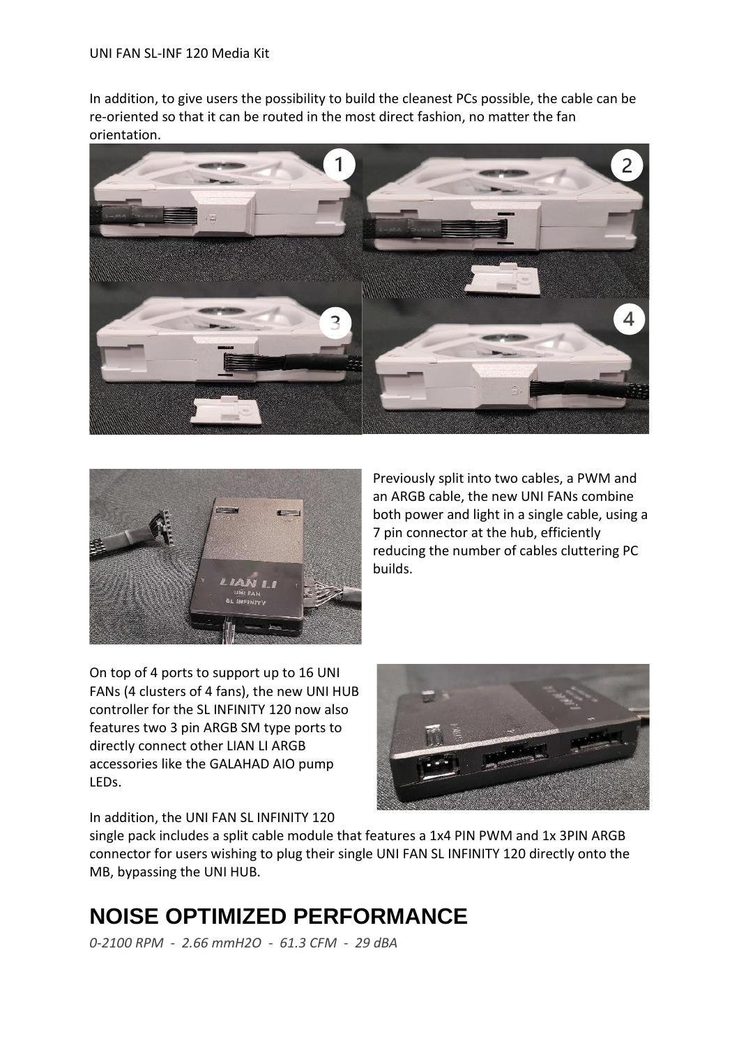In addition, to give users the possibility to build the cleanest PCs possible, the cable can be re-oriented so that it can be routed in the most direct fashion, no matter the fan orientation.

Previously split into two cables, a PWM and an ARGB cable, the new UNI FANs combine both power and light in a single cable, using a 7 pin connector at the hub, efficiently reducing the number of cables cluttering PC builds.

On top of 4 ports to support up to 16 UNI FANs (4 clusters of 4 fans), the new UNI HUB controller for the SL INFINITY 120 now also features two 3 pin ARGB SM type ports to directly connect other LIAN LI ARGB accessories like the GALAHAD AIO pump LEDs.

In addition, the UNI FAN SL INFINITY 120 single pack includes a split cable module that features a 1x4 PIN PWM and 1x 3PIN ARGB connector for users wishing to plug their single UNI FAN SL INFINITY 120 directly onto the MB, bypassing the UNI HUB.

# NOISE OPTIMIZED PERFORMANCE

*0-2100 RPM - 2.66 mmH2O - 61.3 CFM - 29 dBA*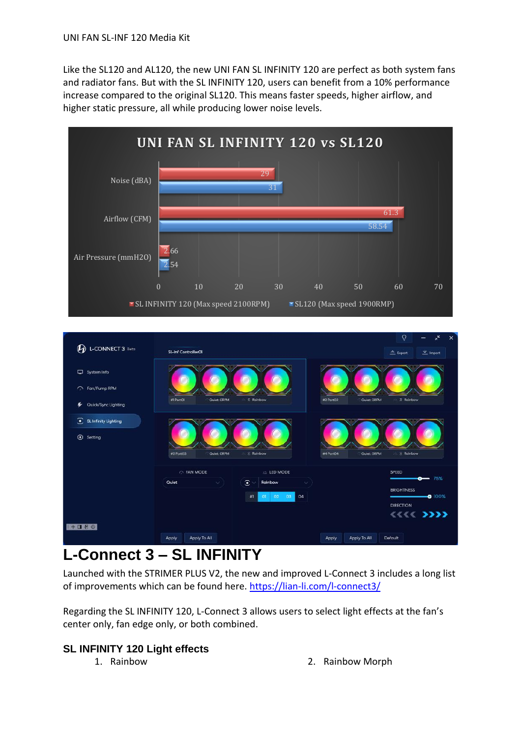Like the SL120 and AL120, the new UNI FAN SL INFINITY 120 are perfect as both system fans and radiator fans. But with the SL INFINITY 120, users can benefit from a 10% performance increase compared to the original SL120. This means faster speeds, higher airflow, and higher static pressure, all while producing lower noise levels.

# L-Connect 3 – SL INFINITY

Launched with the STRIMER PLUS V2, the new and improved L-Connect 3 includes a long list of improvements which can be found here. https://lian-li.com/l-connect3/

Regarding the SL INFINITY 120, L-Connect 3 allows users to select light effects at the fan's center only, fan edge only, or both combined.

## SL INFINITY 120 Light effects

1. Rainbow
2. Rainbow Morph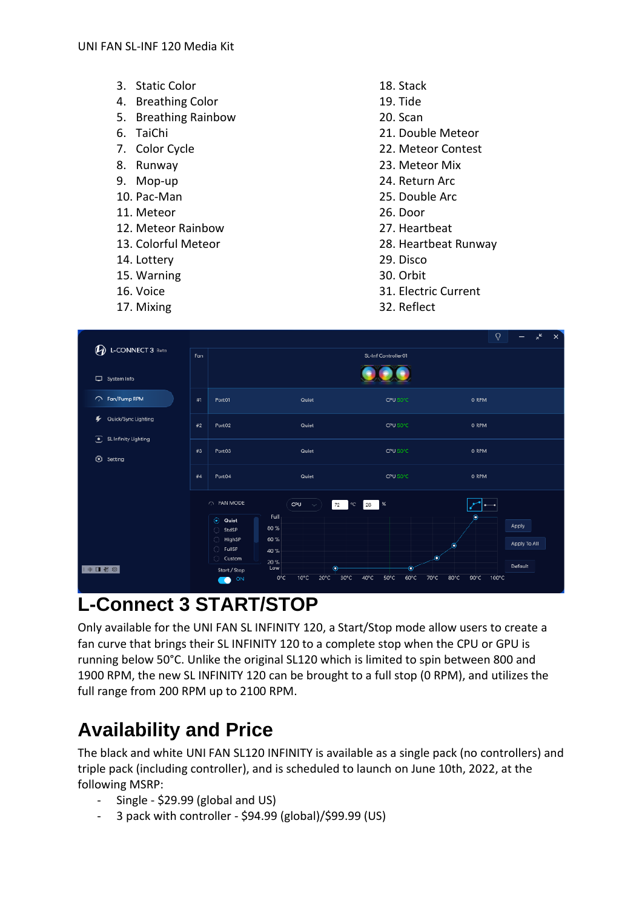3. Static Color
4. Breathing Color
5. Breathing Rainbow
6. TaiChi
7. Color Cycle
8. Runway
9. Mop-up
10. Pac-Man
11. Meteor
12. Meteor Rainbow
13. Colorful Meteor
14. Lottery
15. Warning
16. Voice
17. Mixing
18. Stack
19. Tide
20. Scan
21. Double Meteor
22. Meteor Contest
23. Meteor Mix
24. Return Arc
25. Double Arc
26. Door
27. Heartbeat
28. Heartbeat Runway
29. Disco
30. Orbit
31. Electric Current
32. Reflect

# L-Connect 3 START/STOP

Only available for the UNI FAN SL INFINITY 120, a Start/Stop mode allow users to create a fan curve that brings their SL INFINITY 120 to a complete stop when the CPU or GPU is running below 50°C. Unlike the original SL120 which is limited to spin between 800 and 1900 RPM, the new SL INFINITY 120 can be brought to a full stop (0 RPM), and utilizes the full range from 200 RPM up to 2100 RPM.

# Availability and Price

The black and white UNI FAN SL120 INFINITY is available as a single pack (no controllers) and triple pack (including controller), and is scheduled to launch on June 10th, 2022, at the following MSRP:

- Single - $29.99 (global and US)
- 3 pack with controller - $94.99 (global)/$99.99 (US)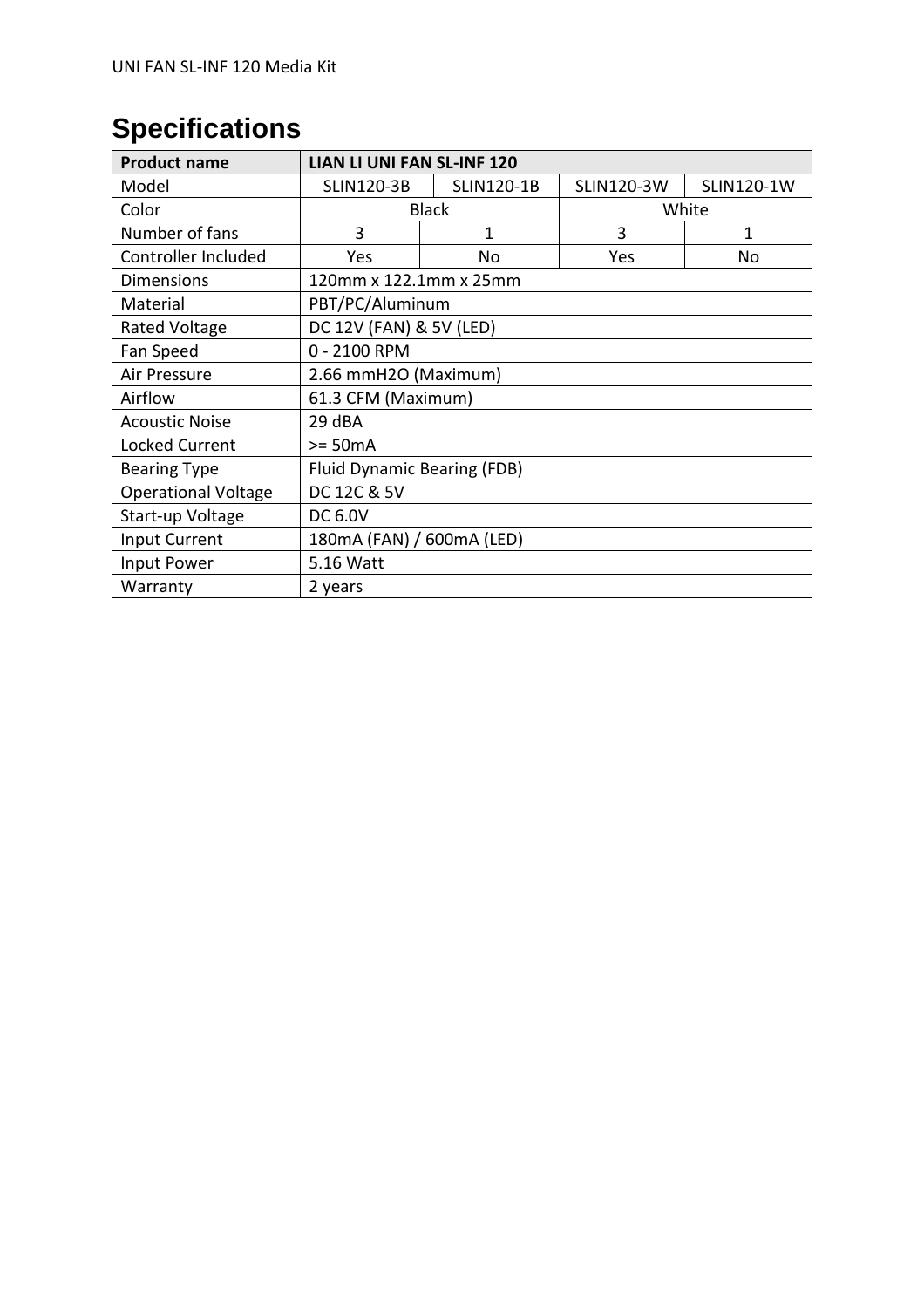# Specifications

| **Product name** | **LIAN LI UNI FAN SL-INF 120** | | | |
|---|---|---|---|---|
| Model | SLIN120-3B | SLIN120-1B | SLIN120-3W | SLIN120-1W |
| Color | Black | | White | |
| Number of fans | 3 | 1 | 3 | 1 |
| Controller Included | Yes | No | Yes | No |
| Dimensions | 120mm x 122.1mm x 25mm | | | |
| Material | PBT/PC/Aluminum | | | |
| Rated Voltage | DC 12V (FAN) & 5V (LED) | | | |
| Fan Speed | 0 - 2100 RPM | | | |
| Air Pressure | 2.66 mmH2O (Maximum) | | | |
| Airflow | 61.3 CFM (Maximum) | | | |
| Acoustic Noise | 29 dBA | | | |
| Locked Current | >= 50mA | | | |
| Bearing Type | Fluid Dynamic Bearing (FDB) | | | |
| Operational Voltage | DC 12C & 5V | | | |
| Start-up Voltage | DC 6.0V | | | |
| Input Current | 180mA (FAN) / 600mA (LED) | | | |
| Input Power | 5.16 Watt | | | |
| Warranty | 2 years | | | |